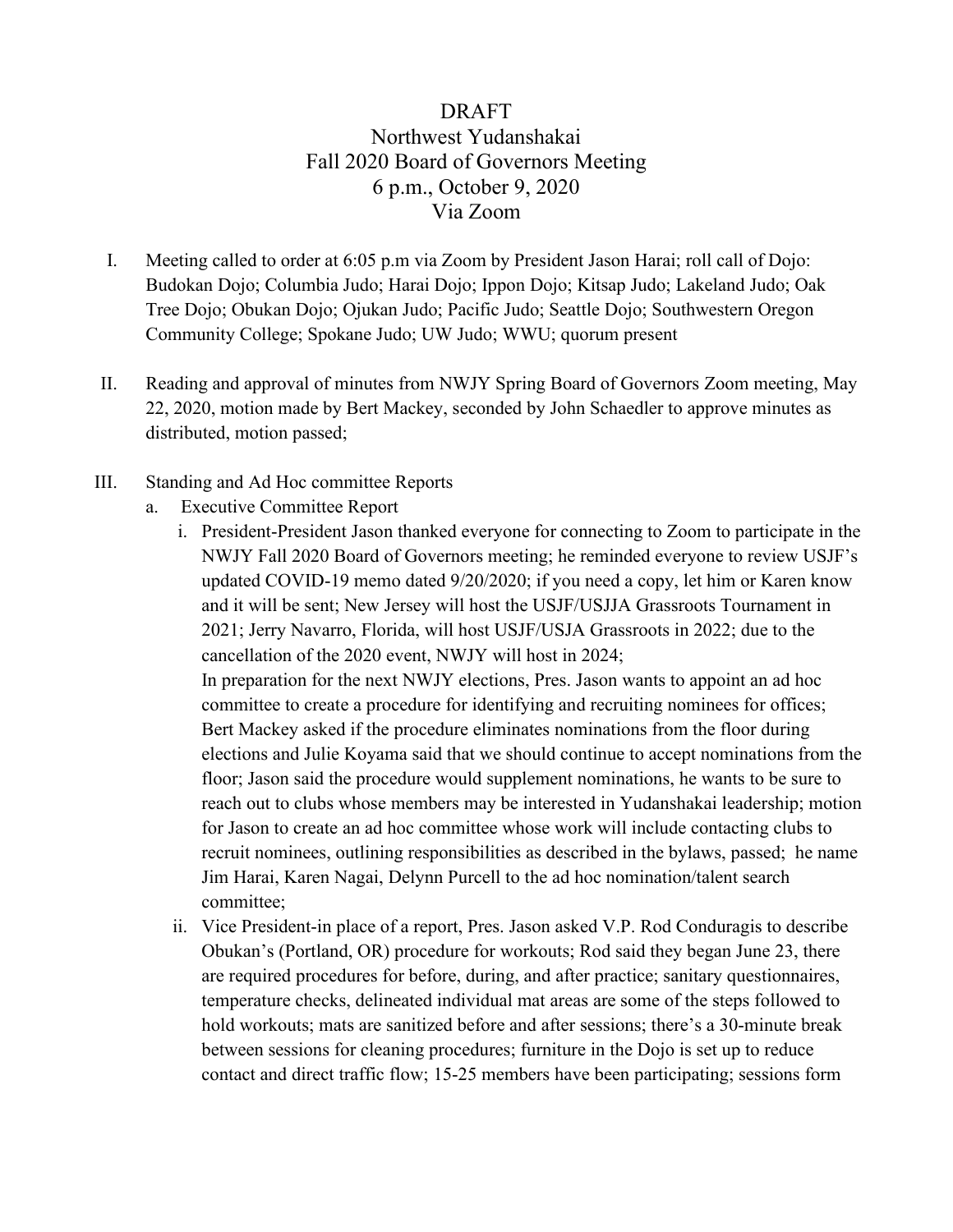# DRAFT
## Northwest Yudanshakai
## Fall 2020 Board of Governors Meeting
## 6 p.m., October 9, 2020
## Via Zoom

I. Meeting called to order at 6:05 p.m via Zoom by President Jason Harai; roll call of Dojo: Budokan Dojo; Columbia Judo; Harai Dojo; Ippon Dojo; Kitsap Judo; Lakeland Judo; Oak Tree Dojo; Obukan Dojo; Ojukan Judo; Pacific Judo; Seattle Dojo; Southwestern Oregon Community College; Spokane Judo; UW Judo; WWU; quorum present

II. Reading and approval of minutes from NWJY Spring Board of Governors Zoom meeting, May 22, 2020, motion made by Bert Mackey, seconded by John Schaedler to approve minutes as distributed, motion passed;

III. Standing and Ad Hoc committee Reports

a. Executive Committee Report

i. President-President Jason thanked everyone for connecting to Zoom to participate in the NWJY Fall 2020 Board of Governors meeting; he reminded everyone to review USJF's updated COVID-19 memo dated 9/20/2020; if you need a copy, let him or Karen know and it will be sent; New Jersey will host the USJF/USJJA Grassroots Tournament in 2021; Jerry Navarro, Florida, will host USJF/USJA Grassroots in 2022; due to the cancellation of the 2020 event, NWJY will host in 2024;
In preparation for the next NWJY elections, Pres. Jason wants to appoint an ad hoc committee to create a procedure for identifying and recruiting nominees for offices; Bert Mackey asked if the procedure eliminates nominations from the floor during elections and Julie Koyama said that we should continue to accept nominations from the floor; Jason said the procedure would supplement nominations, he wants to be sure to reach out to clubs whose members may be interested in Yudanshakai leadership; motion for Jason to create an ad hoc committee whose work will include contacting clubs to recruit nominees, outlining responsibilities as described in the bylaws, passed; he name Jim Harai, Karen Nagai, Delynn Purcell to the ad hoc nomination/talent search committee;

ii. Vice President-in place of a report, Pres. Jason asked V.P. Rod Conduragis to describe Obukan's (Portland, OR) procedure for workouts; Rod said they began June 23, there are required procedures for before, during, and after practice; sanitary questionnaires, temperature checks, delineated individual mat areas are some of the steps followed to hold workouts; mats are sanitized before and after sessions; there's a 30-minute break between sessions for cleaning procedures; furniture in the Dojo is set up to reduce contact and direct traffic flow; 15-25 members have been participating; sessions form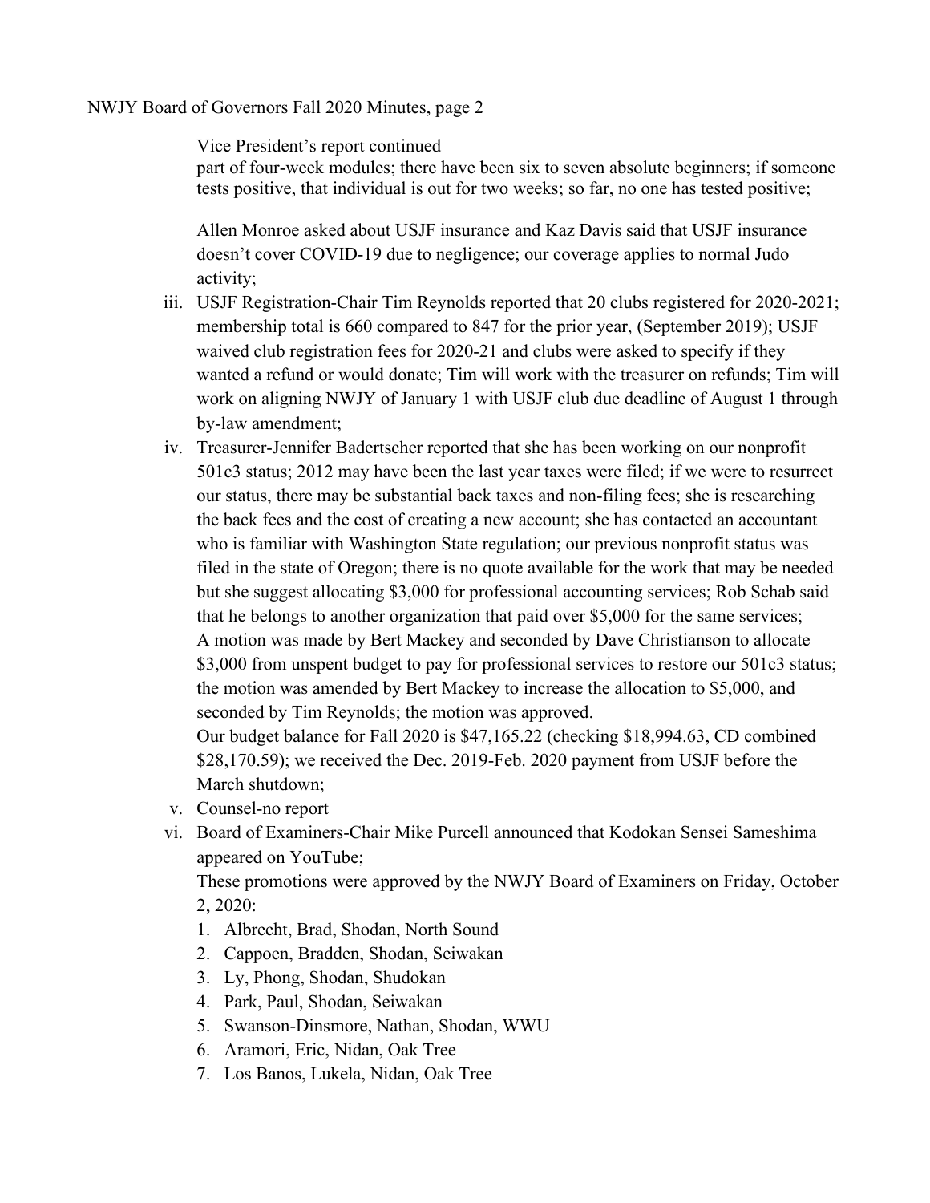Vice President's report continued
part of four-week modules; there have been six to seven absolute beginners; if someone tests positive, that individual is out for two weeks; so far, no one has tested positive;

Allen Monroe asked about USJF insurance and Kaz Davis said that USJF insurance doesn't cover COVID-19 due to negligence; our coverage applies to normal Judo activity;

iii. USJF Registration-Chair Tim Reynolds reported that 20 clubs registered for 2020-2021; membership total is 660 compared to 847 for the prior year, (September 2019); USJF waived club registration fees for 2020-21 and clubs were asked to specify if they wanted a refund or would donate; Tim will work with the treasurer on refunds; Tim will work on aligning NWJY of January 1 with USJF club due deadline of August 1 through by-law amendment;

iv. Treasurer-Jennifer Badertscher reported that she has been working on our nonprofit 501c3 status; 2012 may have been the last year taxes were filed; if we were to resurrect our status, there may be substantial back taxes and non-filing fees; she is researching the back fees and the cost of creating a new account; she has contacted an accountant who is familiar with Washington State regulation; our previous nonprofit status was filed in the state of Oregon; there is no quote available for the work that may be needed but she suggest allocating $3,000 for professional accounting services; Rob Schab said that he belongs to another organization that paid over $5,000 for the same services;
A motion was made by Bert Mackey and seconded by Dave Christianson to allocate $3,000 from unspent budget to pay for professional services to restore our 501c3 status; the motion was amended by Bert Mackey to increase the allocation to $5,000, and seconded by Tim Reynolds; the motion was approved.
Our budget balance for Fall 2020 is $47,165.22 (checking $18,994.63, CD combined $28,170.59); we received the Dec. 2019-Feb. 2020 payment from USJF before the March shutdown;

v. Counsel-no report

vi. Board of Examiners-Chair Mike Purcell announced that Kodokan Sensei Sameshima appeared on YouTube;
These promotions were approved by the NWJY Board of Examiners on Friday, October 2, 2020:

1. Albrecht, Brad, Shodan, North Sound
2. Cappoen, Bradden, Shodan, Seiwakan
3. Ly, Phong, Shodan, Shudokan
4. Park, Paul, Shodan, Seiwakan
5. Swanson-Dinsmore, Nathan, Shodan, WWU
6. Aramori, Eric, Nidan, Oak Tree
7. Los Banos, Lukela, Nidan, Oak Tree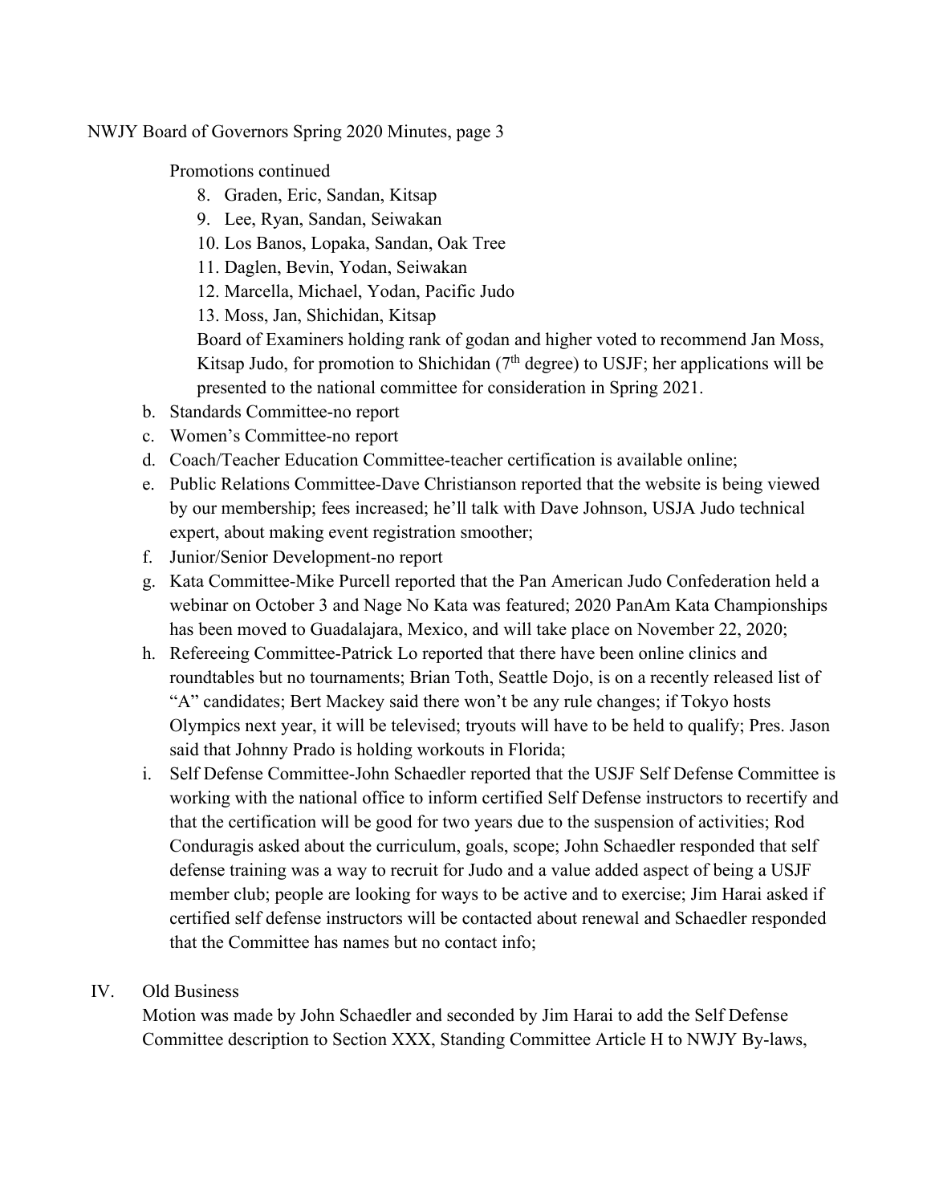Promotions continued

8. Graden, Eric, Sandan, Kitsap
9. Lee, Ryan, Sandan, Seiwakan
10. Los Banos, Lopaka, Sandan, Oak Tree
11. Daglen, Bevin, Yodan, Seiwakan
12. Marcella, Michael, Yodan, Pacific Judo
13. Moss, Jan, Shichidan, Kitsap

Board of Examiners holding rank of godan and higher voted to recommend Jan Moss, Kitsap Judo, for promotion to Shichidan (7th degree) to USJF; her applications will be presented to the national committee for consideration in Spring 2021.

b. Standards Committee-no report
c. Women's Committee-no report
d. Coach/Teacher Education Committee-teacher certification is available online;
e. Public Relations Committee-Dave Christianson reported that the website is being viewed by our membership; fees increased; he'll talk with Dave Johnson, USJA Judo technical expert, about making event registration smoother;
f. Junior/Senior Development-no report
g. Kata Committee-Mike Purcell reported that the Pan American Judo Confederation held a webinar on October 3 and Nage No Kata was featured; 2020 PanAm Kata Championships has been moved to Guadalajara, Mexico, and will take place on November 22, 2020;
h. Refereeing Committee-Patrick Lo reported that there have been online clinics and roundtables but no tournaments; Brian Toth, Seattle Dojo, is on a recently released list of "A" candidates; Bert Mackey said there won't be any rule changes; if Tokyo hosts Olympics next year, it will be televised; tryouts will have to be held to qualify; Pres. Jason said that Johnny Prado is holding workouts in Florida;
i. Self Defense Committee-John Schaedler reported that the USJF Self Defense Committee is working with the national office to inform certified Self Defense instructors to recertify and that the certification will be good for two years due to the suspension of activities; Rod Conduragis asked about the curriculum, goals, scope; John Schaedler responded that self defense training was a way to recruit for Judo and a value added aspect of being a USJF member club; people are looking for ways to be active and to exercise; Jim Harai asked if certified self defense instructors will be contacted about renewal and Schaedler responded that the Committee has names but no contact info;

IV. Old Business

Motion was made by John Schaedler and seconded by Jim Harai to add the Self Defense Committee description to Section XXX, Standing Committee Article H to NWJY By-laws,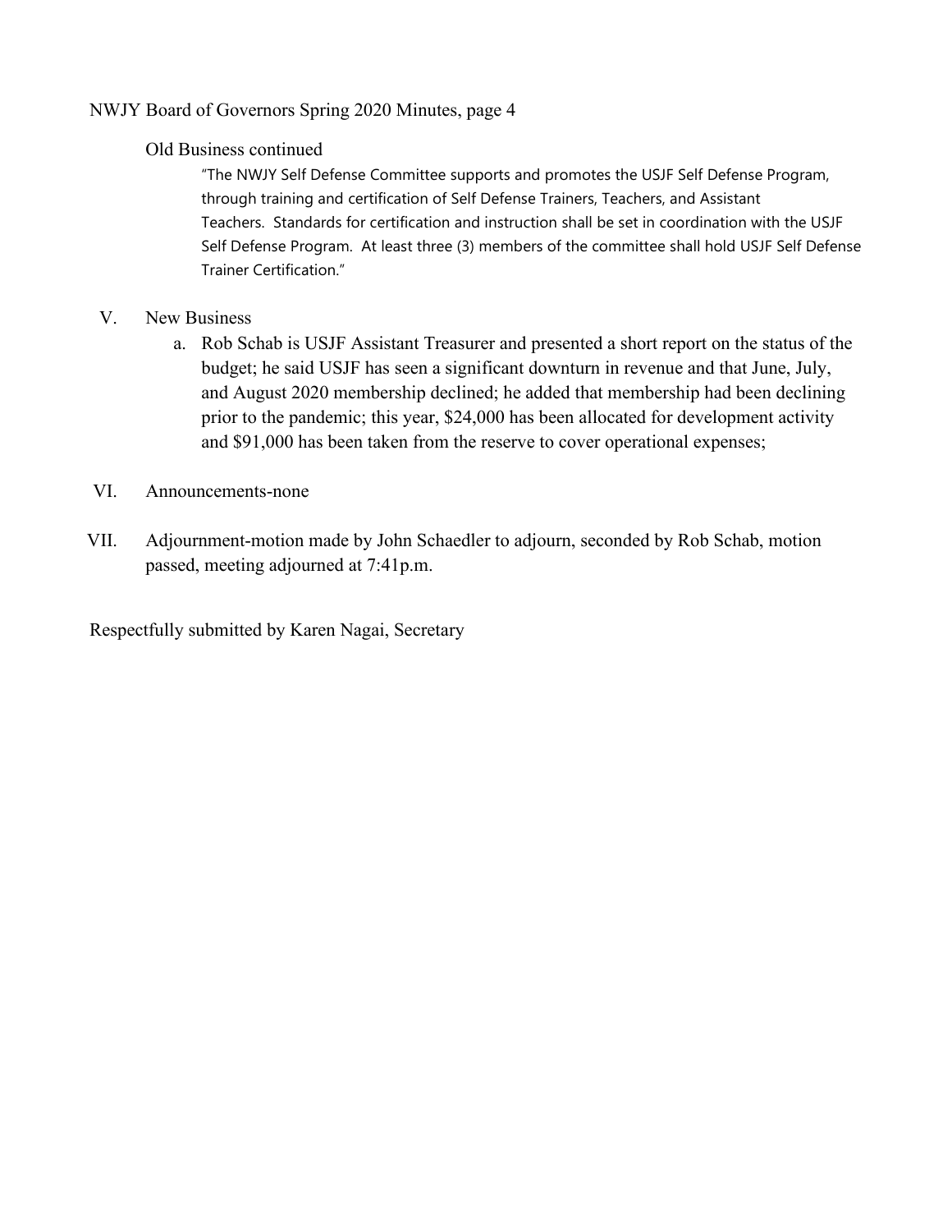Old Business continued

> "The NWJY Self Defense Committee supports and promotes the USJF Self Defense Program, through training and certification of Self Defense Trainers, Teachers, and Assistant Teachers. Standards for certification and instruction shall be set in coordination with the USJF Self Defense Program. At least three (3) members of the committee shall hold USJF Self Defense Trainer Certification."

V. New Business

a. Rob Schab is USJF Assistant Treasurer and presented a short report on the status of the budget; he said USJF has seen a significant downturn in revenue and that June, July, and August 2020 membership declined; he added that membership had been declining prior to the pandemic; this year, $24,000 has been allocated for development activity and $91,000 has been taken from the reserve to cover operational expenses;

VI. Announcements-none

VII. Adjournment-motion made by John Schaedler to adjourn, seconded by Rob Schab, motion passed, meeting adjourned at 7:41p.m.

Respectfully submitted by Karen Nagai, Secretary